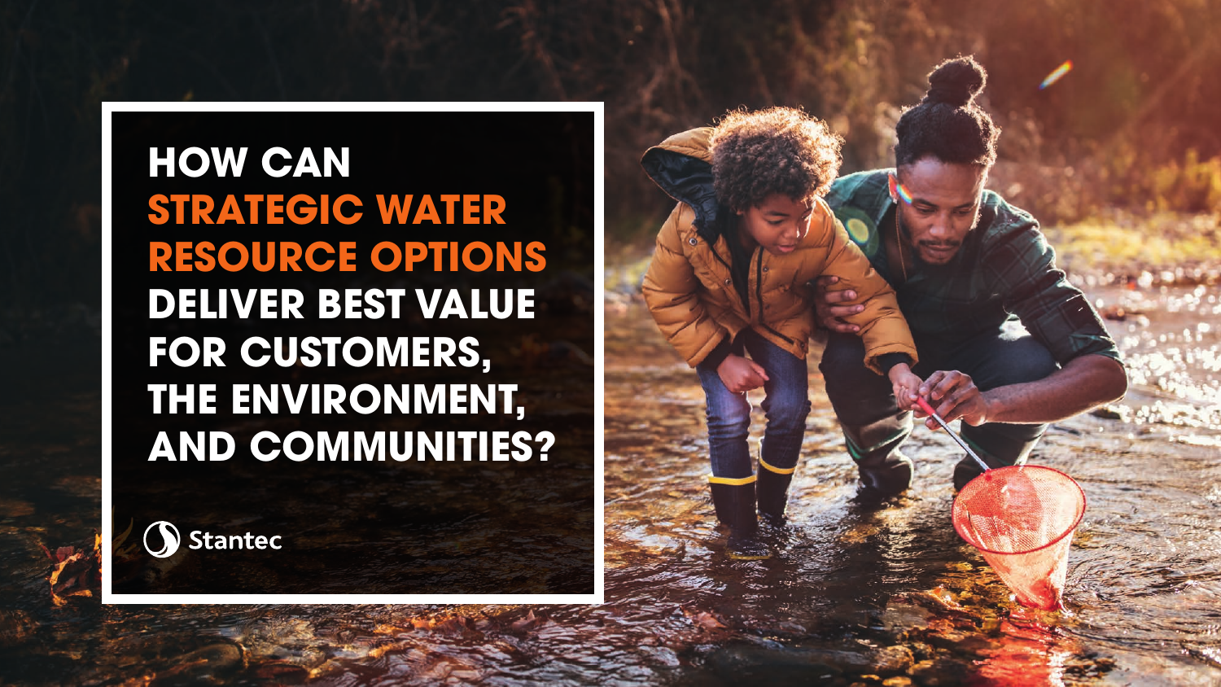# HOW CAN STRATEGIC WATER RESOURCE OPTIONS DELIVER BEST VALUE FOR CUSTOMERS, THE ENVIRONMENT, AND COMMUNITIES?

Stantec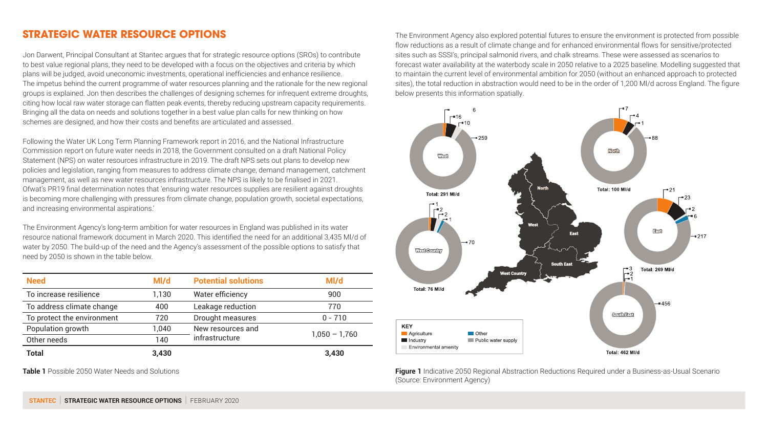## STRATEGIC WATER RESOURCE OPTIONS

Jon Darwent, Principal Consultant at Stantec argues that for strategic resource options (SROs) to contribute to best value regional plans, they need to be developed with a focus on the objectives and criteria by which plans will be judged, avoid uneconomic investments, operational inefficiencies and enhance resilience. The impetus behind the current programme of water resources planning and the rationale for the new regional groups is explained. Jon then describes the challenges of designing schemes for infrequent extreme droughts, citing how local raw water storage can flatten peak events, thereby reducing upstream capacity requirements. Bringing all the data on needs and solutions together in a best value plan calls for new thinking on how schemes are designed, and how their costs and benefits are articulated and assessed.

Following the Water UK Long Term Planning Framework report in 2016, and the National Infrastructure Commission report on future water needs in 2018, the Government consulted on a draft National Policy Statement (NPS) on water resources infrastructure in 2019. The draft NPS sets out plans to develop new policies and legislation, ranging from measures to address climate change, demand management, catchment management, as well as new water resources infrastructure. The NPS is likely to be finalised in 2021. Ofwat's PR19 final determination notes that 'ensuring water resources supplies are resilient against droughts is becoming more challenging with pressures from climate change, population growth, societal expectations, and increasing environmental aspirations.'

The Environment Agency's long-term ambition for water resources in England was published in its water resource national framework document in March 2020. This identified the need for an additional 3,435 Ml/d of water by 2050. The build-up of the need and the Agency's assessment of the possible options to satisfy that need by 2050 is shown in the table below.

| Need | Ml/d | Potential solutions | Ml/d |
|---|---|---|---|
| To increase resilience | 1,130 | Water efficiency | 900 |
| To address climate change | 400 | Leakage reduction | 770 |
| To protect the environment | 720 | Drought measures | 0 - 710 |
| Population growth | 1,040 | New resources and infrastructure | 1,050 – 1,760 |
| Other needs | 140 | | |
| **Total** | **3,430** | | **3,430** |

**Table 1** Possible 2050 Water Needs and Solutions

The Environment Agency also explored potential futures to ensure the environment is protected from possible flow reductions as a result of climate change and for enhanced environmental flows for sensitive/protected sites such as SSSI's, principal salmonid rivers, and chalk streams. These were assessed as scenarios to forecast water availability at the waterbody scale in 2050 relative to a 2025 baseline. Modelling suggested that to maintain the current level of environmental ambition for 2050 (without an enhanced approach to protected sites), the total reduction in abstraction would need to be in the order of 1,200 Ml/d across England. The figure below presents this information spatially.

**Figure 1** Indicative 2050 Regional Abstraction Reductions Required under a Business-as-Usual Scenario (Source: Environment Agency)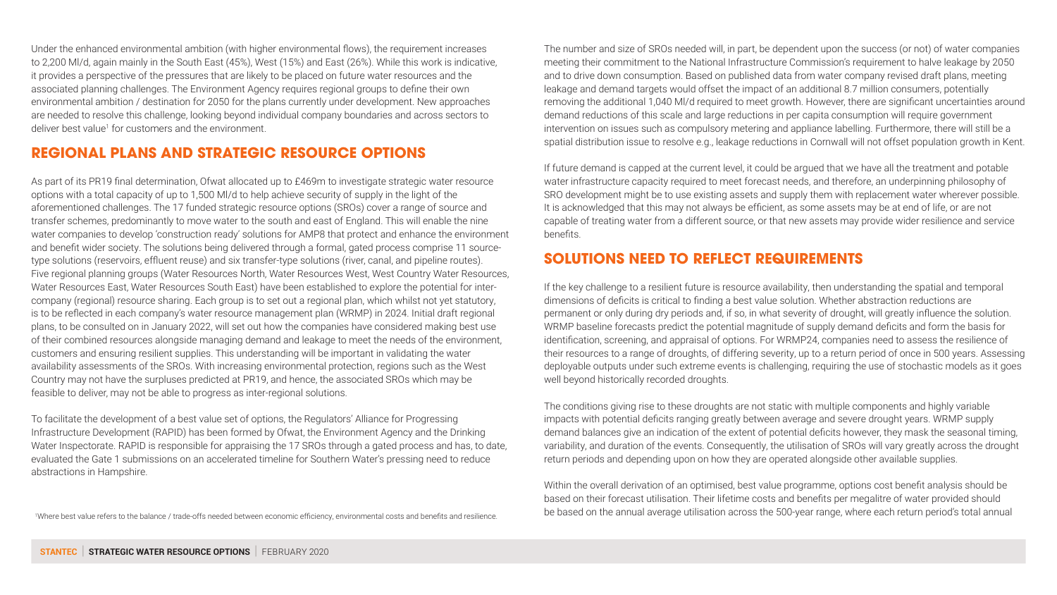Under the enhanced environmental ambition (with higher environmental flows), the requirement increases to 2,200 Ml/d, again mainly in the South East (45%), West (15%) and East (26%). While this work is indicative, it provides a perspective of the pressures that are likely to be placed on future water resources and the associated planning challenges. The Environment Agency requires regional groups to define their own environmental ambition / destination for 2050 for the plans currently under development. New approaches are needed to resolve this challenge, looking beyond individual company boundaries and across sectors to deliver best value[1] for customers and the environment.

## REGIONAL PLANS AND STRATEGIC RESOURCE OPTIONS

As part of its PR19 final determination, Ofwat allocated up to £469m to investigate strategic water resource options with a total capacity of up to 1,500 Ml/d to help achieve security of supply in the light of the aforementioned challenges. The 17 funded strategic resource options (SROs) cover a range of source and transfer schemes, predominantly to move water to the south and east of England. This will enable the nine water companies to develop 'construction ready' solutions for AMP8 that protect and enhance the environment and benefit wider society. The solutions being delivered through a formal, gated process comprise 11 source-type solutions (reservoirs, effluent reuse) and six transfer-type solutions (river, canal, and pipeline routes). Five regional planning groups (Water Resources North, Water Resources West, West Country Water Resources, Water Resources East, Water Resources South East) have been established to explore the potential for inter-company (regional) resource sharing. Each group is to set out a regional plan, which whilst not yet statutory, is to be reflected in each company's water resource management plan (WRMP) in 2024. Initial draft regional plans, to be consulted on in January 2022, will set out how the companies have considered making best use of their combined resources alongside managing demand and leakage to meet the needs of the environment, customers and ensuring resilient supplies. This understanding will be important in validating the water availability assessments of the SROs. With increasing environmental protection, regions such as the West Country may not have the surpluses predicted at PR19, and hence, the associated SROs which may be feasible to deliver, may not be able to progress as inter-regional solutions.

To facilitate the development of a best value set of options, the Regulators' Alliance for Progressing Infrastructure Development (RAPID) has been formed by Ofwat, the Environment Agency and the Drinking Water Inspectorate. RAPID is responsible for appraising the 17 SROs through a gated process and has, to date, evaluated the Gate 1 submissions on an accelerated timeline for Southern Water's pressing need to reduce abstractions in Hampshire.

[1]Where best value refers to the balance / trade-offs needed between economic efficiency, environmental costs and benefits and resilience.

The number and size of SROs needed will, in part, be dependent upon the success (or not) of water companies meeting their commitment to the National Infrastructure Commission's requirement to halve leakage by 2050 and to drive down consumption. Based on published data from water company revised draft plans, meeting leakage and demand targets would offset the impact of an additional 8.7 million consumers, potentially removing the additional 1,040 Ml/d required to meet growth. However, there are significant uncertainties around demand reductions of this scale and large reductions in per capita consumption will require government intervention on issues such as compulsory metering and appliance labelling. Furthermore, there will still be a spatial distribution issue to resolve e.g., leakage reductions in Cornwall will not offset population growth in Kent.

If future demand is capped at the current level, it could be argued that we have all the treatment and potable water infrastructure capacity required to meet forecast needs, and therefore, an underpinning philosophy of SRO development might be to use existing assets and supply them with replacement water wherever possible. It is acknowledged that this may not always be efficient, as some assets may be at end of life, or are not capable of treating water from a different source, or that new assets may provide wider resilience and service benefits.

## SOLUTIONS NEED TO REFLECT REQUIREMENTS

If the key challenge to a resilient future is resource availability, then understanding the spatial and temporal dimensions of deficits is critical to finding a best value solution. Whether abstraction reductions are permanent or only during dry periods and, if so, in what severity of drought, will greatly influence the solution. WRMP baseline forecasts predict the potential magnitude of supply demand deficits and form the basis for identification, screening, and appraisal of options. For WRMP24, companies need to assess the resilience of their resources to a range of droughts, of differing severity, up to a return period of once in 500 years. Assessing deployable outputs under such extreme events is challenging, requiring the use of stochastic models as it goes well beyond historically recorded droughts.

The conditions giving rise to these droughts are not static with multiple components and highly variable impacts with potential deficits ranging greatly between average and severe drought years. WRMP supply demand balances give an indication of the extent of potential deficits however, they mask the seasonal timing, variability, and duration of the events. Consequently, the utilisation of SROs will vary greatly across the drought return periods and depending upon on how they are operated alongside other available supplies.

Within the overall derivation of an optimised, best value programme, options cost benefit analysis should be based on their forecast utilisation. Their lifetime costs and benefits per megalitre of water provided should be based on the annual average utilisation across the 500-year range, where each return period's total annual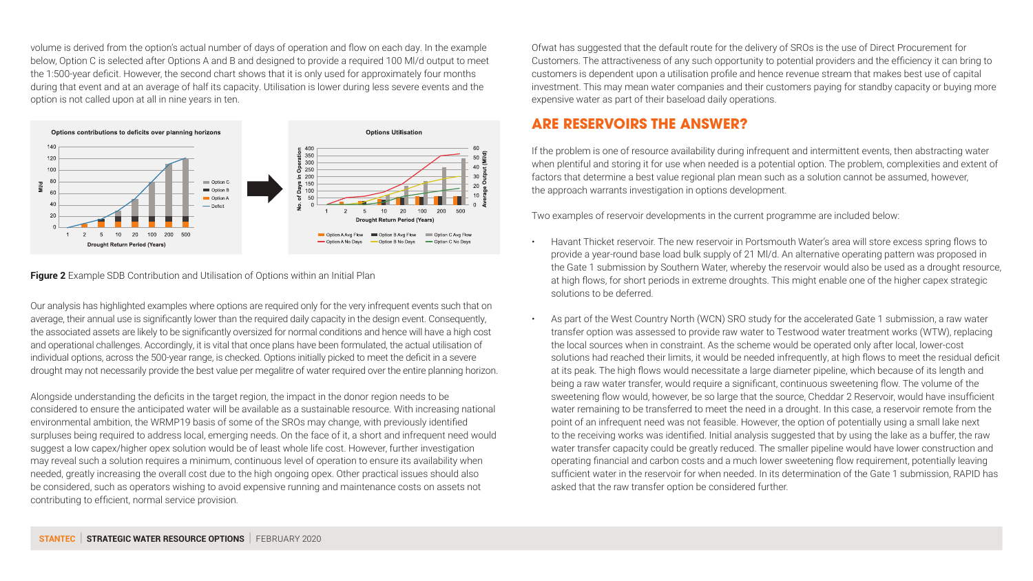volume is derived from the option's actual number of days of operation and flow on each day. In the example below, Option C is selected after Options A and B and designed to provide a required 100 Ml/d output to meet the 1:500-year deficit. However, the second chart shows that it is only used for approximately four months during that event and at an average of half its capacity. Utilisation is lower during less severe events and the option is not called upon at all in nine years in ten.

**Figure 2** Example SDB Contribution and Utilisation of Options within an Initial Plan

Our analysis has highlighted examples where options are required only for the very infrequent events such that on average, their annual use is significantly lower than the required daily capacity in the design event. Consequently, the associated assets are likely to be significantly oversized for normal conditions and hence will have a high cost and operational challenges. Accordingly, it is vital that once plans have been formulated, the actual utilisation of individual options, across the 500-year range, is checked. Options initially picked to meet the deficit in a severe drought may not necessarily provide the best value per megalitre of water required over the entire planning horizon.

Alongside understanding the deficits in the target region, the impact in the donor region needs to be considered to ensure the anticipated water will be available as a sustainable resource. With increasing national environmental ambition, the WRMP19 basis of some of the SROs may change, with previously identified surpluses being required to address local, emerging needs. On the face of it, a short and infrequent need would suggest a low capex/higher opex solution would be of least whole life cost. However, further investigation may reveal such a solution requires a minimum, continuous level of operation to ensure its availability when needed, greatly increasing the overall cost due to the high ongoing opex. Other practical issues should also be considered, such as operators wishing to avoid expensive running and maintenance costs on assets not contributing to efficient, normal service provision.

Ofwat has suggested that the default route for the delivery of SROs is the use of Direct Procurement for Customers. The attractiveness of any such opportunity to potential providers and the efficiency it can bring to customers is dependent upon a utilisation profile and hence revenue stream that makes best use of capital investment. This may mean water companies and their customers paying for standby capacity or buying more expensive water as part of their baseload daily operations.

## ARE RESERVOIRS THE ANSWER?

If the problem is one of resource availability during infrequent and intermittent events, then abstracting water when plentiful and storing it for use when needed is a potential option. The problem, complexities and extent of factors that determine a best value regional plan mean such as a solution cannot be assumed, however, the approach warrants investigation in options development.

Two examples of reservoir developments in the current programme are included below:

- Havant Thicket reservoir. The new reservoir in Portsmouth Water's area will store excess spring flows to provide a year-round base load bulk supply of 21 Ml/d. An alternative operating pattern was proposed in the Gate 1 submission by Southern Water, whereby the reservoir would also be used as a drought resource, at high flows, for short periods in extreme droughts. This might enable one of the higher capex strategic solutions to be deferred.

- As part of the West Country North (WCN) SRO study for the accelerated Gate 1 submission, a raw water transfer option was assessed to provide raw water to Testwood water treatment works (WTW), replacing the local sources when in constraint. As the scheme would be operated only after local, lower-cost solutions had reached their limits, it would be needed infrequently, at high flows to meet the residual deficit at its peak. The high flows would necessitate a large diameter pipeline, which because of its length and being a raw water transfer, would require a significant, continuous sweetening flow. The volume of the sweetening flow would, however, be so large that the source, Cheddar 2 Reservoir, would have insufficient water remaining to be transferred to meet the need in a drought. In this case, a reservoir remote from the point of an infrequent need was not feasible. However, the option of potentially using a small lake next to the receiving works was identified. Initial analysis suggested that by using the lake as a buffer, the raw water transfer capacity could be greatly reduced. The smaller pipeline would have lower construction and operating financial and carbon costs and a much lower sweetening flow requirement, potentially leaving sufficient water in the reservoir for when needed. In its determination of the Gate 1 submission, RAPID has asked that the raw transfer option be considered further.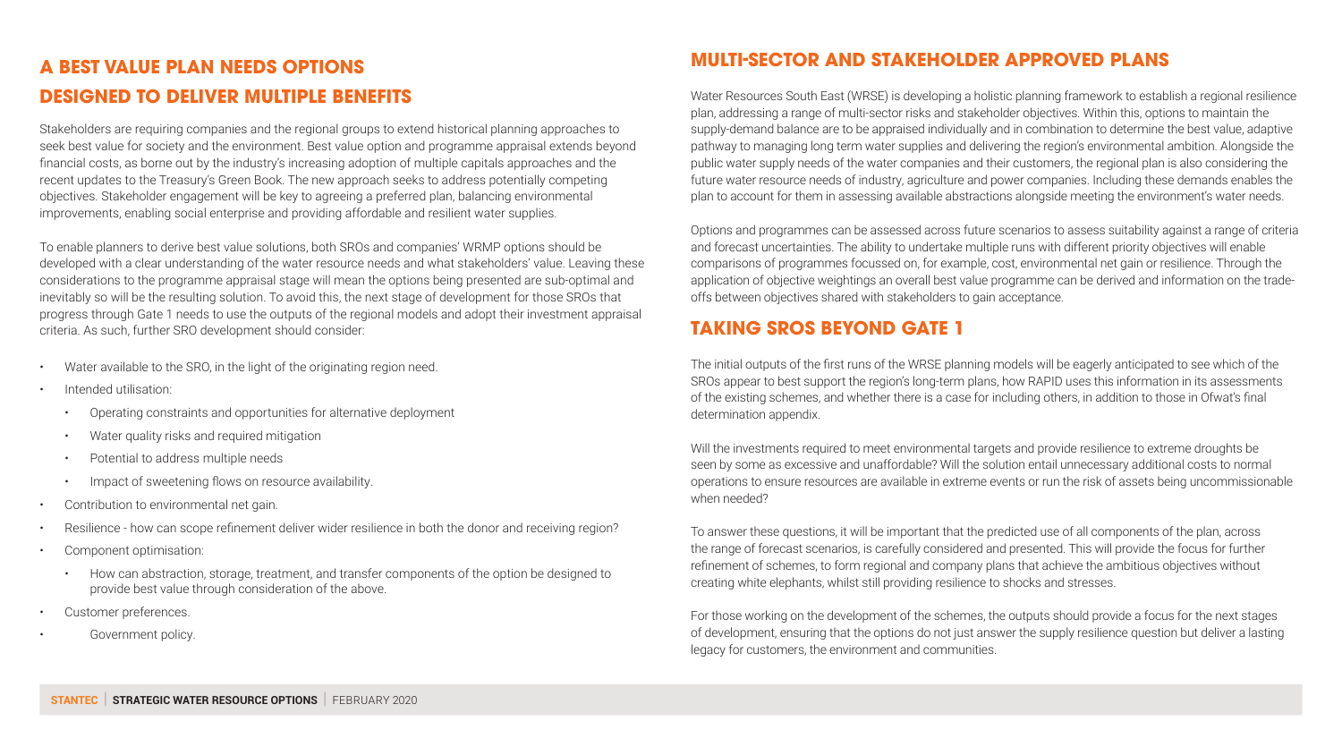## A BEST VALUE PLAN NEEDS OPTIONS DESIGNED TO DELIVER MULTIPLE BENEFITS

Stakeholders are requiring companies and the regional groups to extend historical planning approaches to seek best value for society and the environment. Best value option and programme appraisal extends beyond financial costs, as borne out by the industry's increasing adoption of multiple capitals approaches and the recent updates to the Treasury's Green Book. The new approach seeks to address potentially competing objectives. Stakeholder engagement will be key to agreeing a preferred plan, balancing environmental improvements, enabling social enterprise and providing affordable and resilient water supplies.

To enable planners to derive best value solutions, both SROs and companies' WRMP options should be developed with a clear understanding of the water resource needs and what stakeholders' value. Leaving these considerations to the programme appraisal stage will mean the options being presented are sub-optimal and inevitably so will be the resulting solution. To avoid this, the next stage of development for those SROs that progress through Gate 1 needs to use the outputs of the regional models and adopt their investment appraisal criteria. As such, further SRO development should consider:

- Water available to the SRO, in the light of the originating region need.
- Intended utilisation:
  - Operating constraints and opportunities for alternative deployment
  - Water quality risks and required mitigation
  - Potential to address multiple needs
  - Impact of sweetening flows on resource availability.
- Contribution to environmental net gain.
- Resilience - how can scope refinement deliver wider resilience in both the donor and receiving region?
- Component optimisation:
  - How can abstraction, storage, treatment, and transfer components of the option be designed to provide best value through consideration of the above.
- Customer preferences.
- Government policy.

## MULTI-SECTOR AND STAKEHOLDER APPROVED PLANS

Water Resources South East (WRSE) is developing a holistic planning framework to establish a regional resilience plan, addressing a range of multi-sector risks and stakeholder objectives. Within this, options to maintain the supply-demand balance are to be appraised individually and in combination to determine the best value, adaptive pathway to managing long term water supplies and delivering the region's environmental ambition. Alongside the public water supply needs of the water companies and their customers, the regional plan is also considering the future water resource needs of industry, agriculture and power companies. Including these demands enables the plan to account for them in assessing available abstractions alongside meeting the environment's water needs.

Options and programmes can be assessed across future scenarios to assess suitability against a range of criteria and forecast uncertainties. The ability to undertake multiple runs with different priority objectives will enable comparisons of programmes focussed on, for example, cost, environmental net gain or resilience. Through the application of objective weightings an overall best value programme can be derived and information on the trade-offs between objectives shared with stakeholders to gain acceptance.

## TAKING SROS BEYOND GATE 1

The initial outputs of the first runs of the WRSE planning models will be eagerly anticipated to see which of the SROs appear to best support the region's long-term plans, how RAPID uses this information in its assessments of the existing schemes, and whether there is a case for including others, in addition to those in Ofwat's final determination appendix.

Will the investments required to meet environmental targets and provide resilience to extreme droughts be seen by some as excessive and unaffordable? Will the solution entail unnecessary additional costs to normal operations to ensure resources are available in extreme events or run the risk of assets being uncommissionable when needed?

To answer these questions, it will be important that the predicted use of all components of the plan, across the range of forecast scenarios, is carefully considered and presented. This will provide the focus for further refinement of schemes, to form regional and company plans that achieve the ambitious objectives without creating white elephants, whilst still providing resilience to shocks and stresses.

For those working on the development of the schemes, the outputs should provide a focus for the next stages of development, ensuring that the options do not just answer the supply resilience question but deliver a lasting legacy for customers, the environment and communities.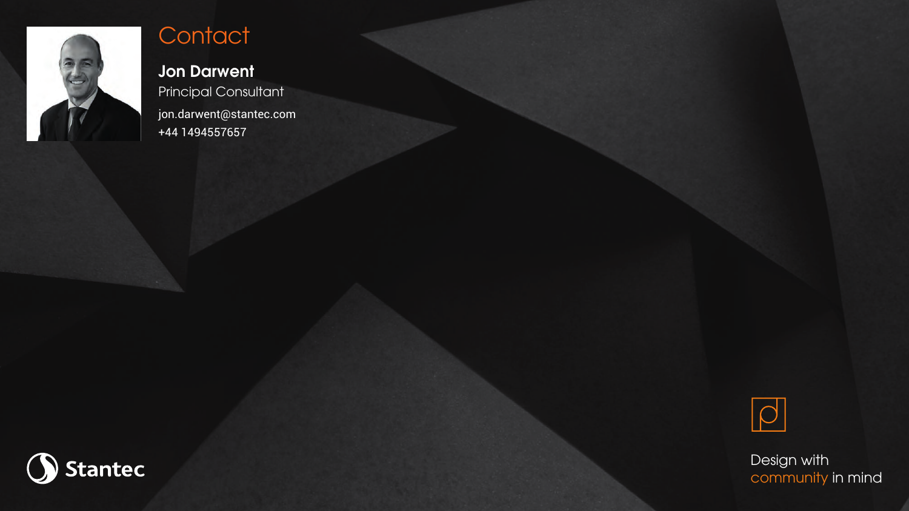# Contact

**Jon Darwent**

Principal Consultant

jon.darwent@stantec.com

+44 1494557657

Stantec

Design with community in mind